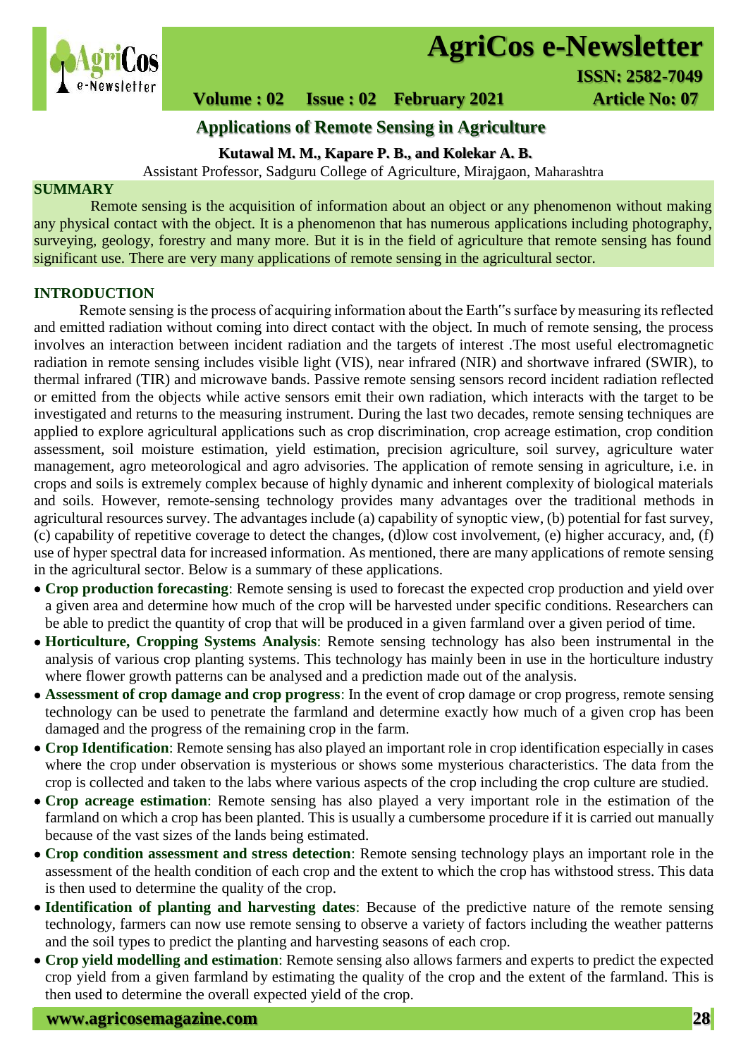# Applications of Remote Sensing in Agriculture

**Kutawal M. M., Kapare P. B., and Kolekar A. B.**

Assistant Professor, Sadguru College of Agriculture, Mirajgaon, Maharashtra

## SUMMARY

Remote sensing is the acquisition of information about an object or any phenomenon without making any physical contact with the object. It is a phenomenon that has numerous applications including photography, surveying, geology, forestry and many more. But it is in the field of agriculture that remote sensing has found significant use. There are very many applications of remote sensing in the agricultural sector.

## INTRODUCTION

Remote sensing is the process of acquiring information about the Earth"s surface by measuring its reflected and emitted radiation without coming into direct contact with the object. In much of remote sensing, the process involves an interaction between incident radiation and the targets of interest .The most useful electromagnetic radiation in remote sensing includes visible light (VIS), near infrared (NIR) and shortwave infrared (SWIR), to thermal infrared (TIR) and microwave bands. Passive remote sensing sensors record incident radiation reflected or emitted from the objects while active sensors emit their own radiation, which interacts with the target to be investigated and returns to the measuring instrument. During the last two decades, remote sensing techniques are applied to explore agricultural applications such as crop discrimination, crop acreage estimation, crop condition assessment, soil moisture estimation, yield estimation, precision agriculture, soil survey, agriculture water management, agro meteorological and agro advisories. The application of remote sensing in agriculture, i.e. in crops and soils is extremely complex because of highly dynamic and inherent complexity of biological materials and soils. However, remote-sensing technology provides many advantages over the traditional methods in agricultural resources survey. The advantages include (a) capability of synoptic view, (b) potential for fast survey, (c) capability of repetitive coverage to detect the changes, (d)low cost involvement, (e) higher accuracy, and, (f) use of hyper spectral data for increased information. As mentioned, there are many applications of remote sensing in the agricultural sector. Below is a summary of these applications.

- **Crop production forecasting**: Remote sensing is used to forecast the expected crop production and yield over a given area and determine how much of the crop will be harvested under specific conditions. Researchers can be able to predict the quantity of crop that will be produced in a given farmland over a given period of time.
- **Horticulture, Cropping Systems Analysis**: Remote sensing technology has also been instrumental in the analysis of various crop planting systems. This technology has mainly been in use in the horticulture industry where flower growth patterns can be analysed and a prediction made out of the analysis.
- **Assessment of crop damage and crop progress**: In the event of crop damage or crop progress, remote sensing technology can be used to penetrate the farmland and determine exactly how much of a given crop has been damaged and the progress of the remaining crop in the farm.
- **Crop Identification**: Remote sensing has also played an important role in crop identification especially in cases where the crop under observation is mysterious or shows some mysterious characteristics. The data from the crop is collected and taken to the labs where various aspects of the crop including the crop culture are studied.
- **Crop acreage estimation**: Remote sensing has also played a very important role in the estimation of the farmland on which a crop has been planted. This is usually a cumbersome procedure if it is carried out manually because of the vast sizes of the lands being estimated.
- **Crop condition assessment and stress detection**: Remote sensing technology plays an important role in the assessment of the health condition of each crop and the extent to which the crop has withstood stress. This data is then used to determine the quality of the crop.
- **Identification of planting and harvesting dates**: Because of the predictive nature of the remote sensing technology, farmers can now use remote sensing to observe a variety of factors including the weather patterns and the soil types to predict the planting and harvesting seasons of each crop.
- **Crop yield modelling and estimation**: Remote sensing also allows farmers and experts to predict the expected crop yield from a given farmland by estimating the quality of the crop and the extent of the farmland. This is then used to determine the overall expected yield of the crop.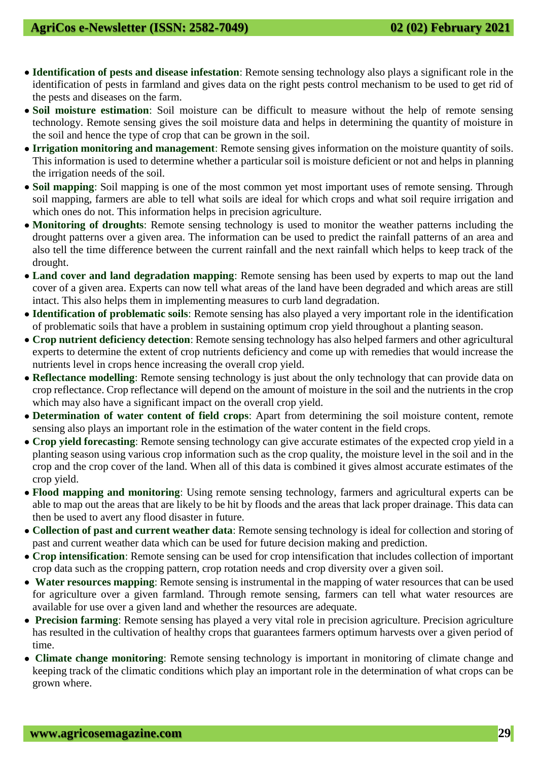- **Identification of pests and disease infestation**: Remote sensing technology also plays a significant role in the identification of pests in farmland and gives data on the right pests control mechanism to be used to get rid of the pests and diseases on the farm.
- **Soil moisture estimation**: Soil moisture can be difficult to measure without the help of remote sensing technology. Remote sensing gives the soil moisture data and helps in determining the quantity of moisture in the soil and hence the type of crop that can be grown in the soil.
- **Irrigation monitoring and management**: Remote sensing gives information on the moisture quantity of soils. This information is used to determine whether a particular soil is moisture deficient or not and helps in planning the irrigation needs of the soil.
- **Soil mapping**: Soil mapping is one of the most common yet most important uses of remote sensing. Through soil mapping, farmers are able to tell what soils are ideal for which crops and what soil require irrigation and which ones do not. This information helps in precision agriculture.
- **Monitoring of droughts**: Remote sensing technology is used to monitor the weather patterns including the drought patterns over a given area. The information can be used to predict the rainfall patterns of an area and also tell the time difference between the current rainfall and the next rainfall which helps to keep track of the drought.
- **Land cover and land degradation mapping**: Remote sensing has been used by experts to map out the land cover of a given area. Experts can now tell what areas of the land have been degraded and which areas are still intact. This also helps them in implementing measures to curb land degradation.
- **Identification of problematic soils**: Remote sensing has also played a very important role in the identification of problematic soils that have a problem in sustaining optimum crop yield throughout a planting season.
- **Crop nutrient deficiency detection**: Remote sensing technology has also helped farmers and other agricultural experts to determine the extent of crop nutrients deficiency and come up with remedies that would increase the nutrients level in crops hence increasing the overall crop yield.
- **Reflectance modelling**: Remote sensing technology is just about the only technology that can provide data on crop reflectance. Crop reflectance will depend on the amount of moisture in the soil and the nutrients in the crop which may also have a significant impact on the overall crop yield.
- **Determination of water content of field crops**: Apart from determining the soil moisture content, remote sensing also plays an important role in the estimation of the water content in the field crops.
- **Crop yield forecasting**: Remote sensing technology can give accurate estimates of the expected crop yield in a planting season using various crop information such as the crop quality, the moisture level in the soil and in the crop and the crop cover of the land. When all of this data is combined it gives almost accurate estimates of the crop yield.
- **Flood mapping and monitoring**: Using remote sensing technology, farmers and agricultural experts can be able to map out the areas that are likely to be hit by floods and the areas that lack proper drainage. This data can then be used to avert any flood disaster in future.
- **Collection of past and current weather data**: Remote sensing technology is ideal for collection and storing of past and current weather data which can be used for future decision making and prediction.
- **Crop intensification**: Remote sensing can be used for crop intensification that includes collection of important crop data such as the cropping pattern, crop rotation needs and crop diversity over a given soil.
- **Water resources mapping**: Remote sensing is instrumental in the mapping of water resources that can be used for agriculture over a given farmland. Through remote sensing, farmers can tell what water resources are available for use over a given land and whether the resources are adequate.
- **Precision farming**: Remote sensing has played a very vital role in precision agriculture. Precision agriculture has resulted in the cultivation of healthy crops that guarantees farmers optimum harvests over a given period of time.
- **Climate change monitoring**: Remote sensing technology is important in monitoring of climate change and keeping track of the climatic conditions which play an important role in the determination of what crops can be grown where.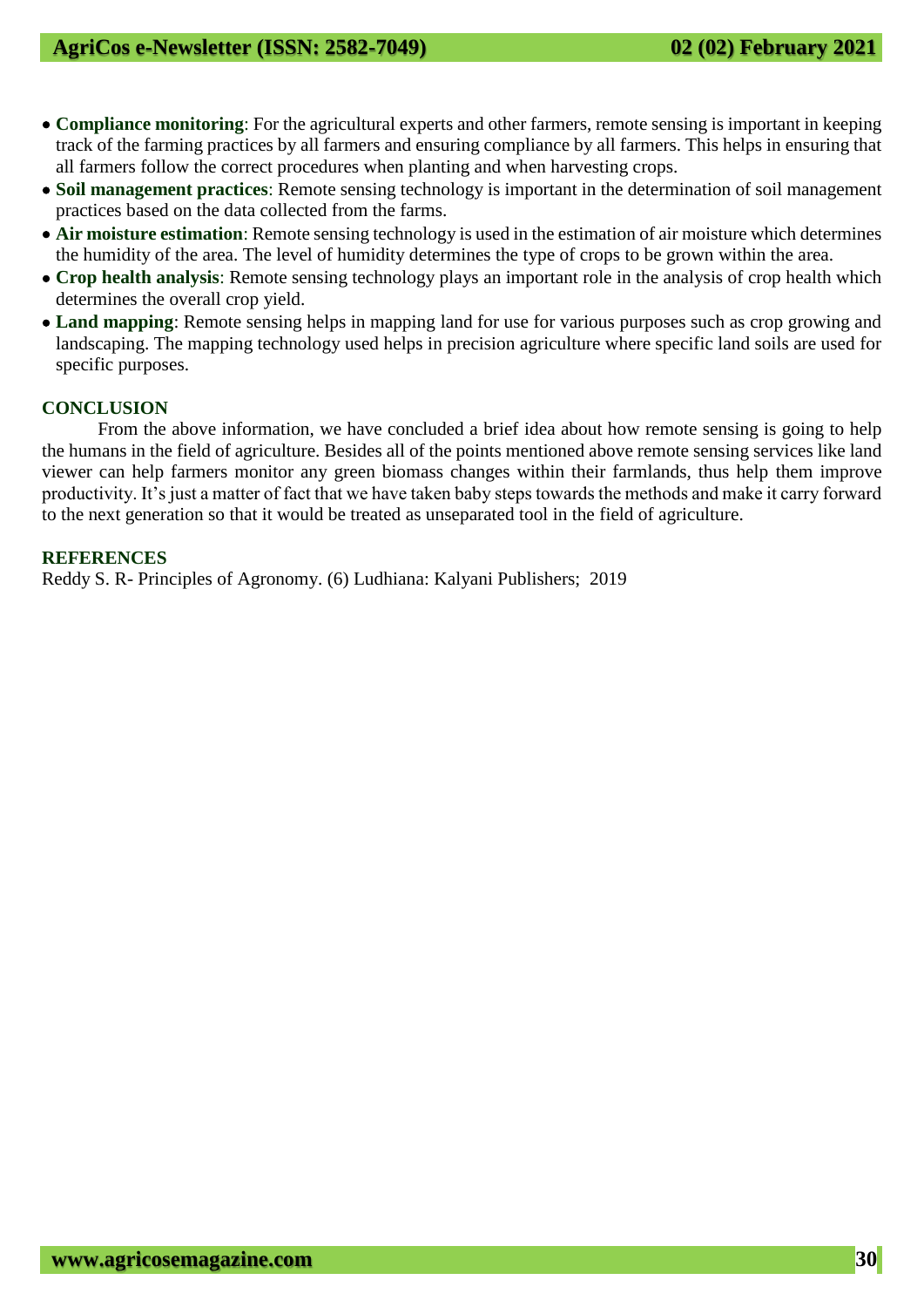- **Compliance monitoring**: For the agricultural experts and other farmers, remote sensing is important in keeping track of the farming practices by all farmers and ensuring compliance by all farmers. This helps in ensuring that all farmers follow the correct procedures when planting and when harvesting crops.
- **Soil management practices**: Remote sensing technology is important in the determination of soil management practices based on the data collected from the farms.
- **Air moisture estimation**: Remote sensing technology is used in the estimation of air moisture which determines the humidity of the area. The level of humidity determines the type of crops to be grown within the area.
- **Crop health analysis**: Remote sensing technology plays an important role in the analysis of crop health which determines the overall crop yield.
- **Land mapping**: Remote sensing helps in mapping land for use for various purposes such as crop growing and landscaping. The mapping technology used helps in precision agriculture where specific land soils are used for specific purposes.

## CONCLUSION

From the above information, we have concluded a brief idea about how remote sensing is going to help the humans in the field of agriculture. Besides all of the points mentioned above remote sensing services like land viewer can help farmers monitor any green biomass changes within their farmlands, thus help them improve productivity. It's just a matter of fact that we have taken baby steps towards the methods and make it carry forward to the next generation so that it would be treated as unseparated tool in the field of agriculture.

## REFERENCES

Reddy S. R- Principles of Agronomy. (6) Ludhiana: Kalyani Publishers; 2019